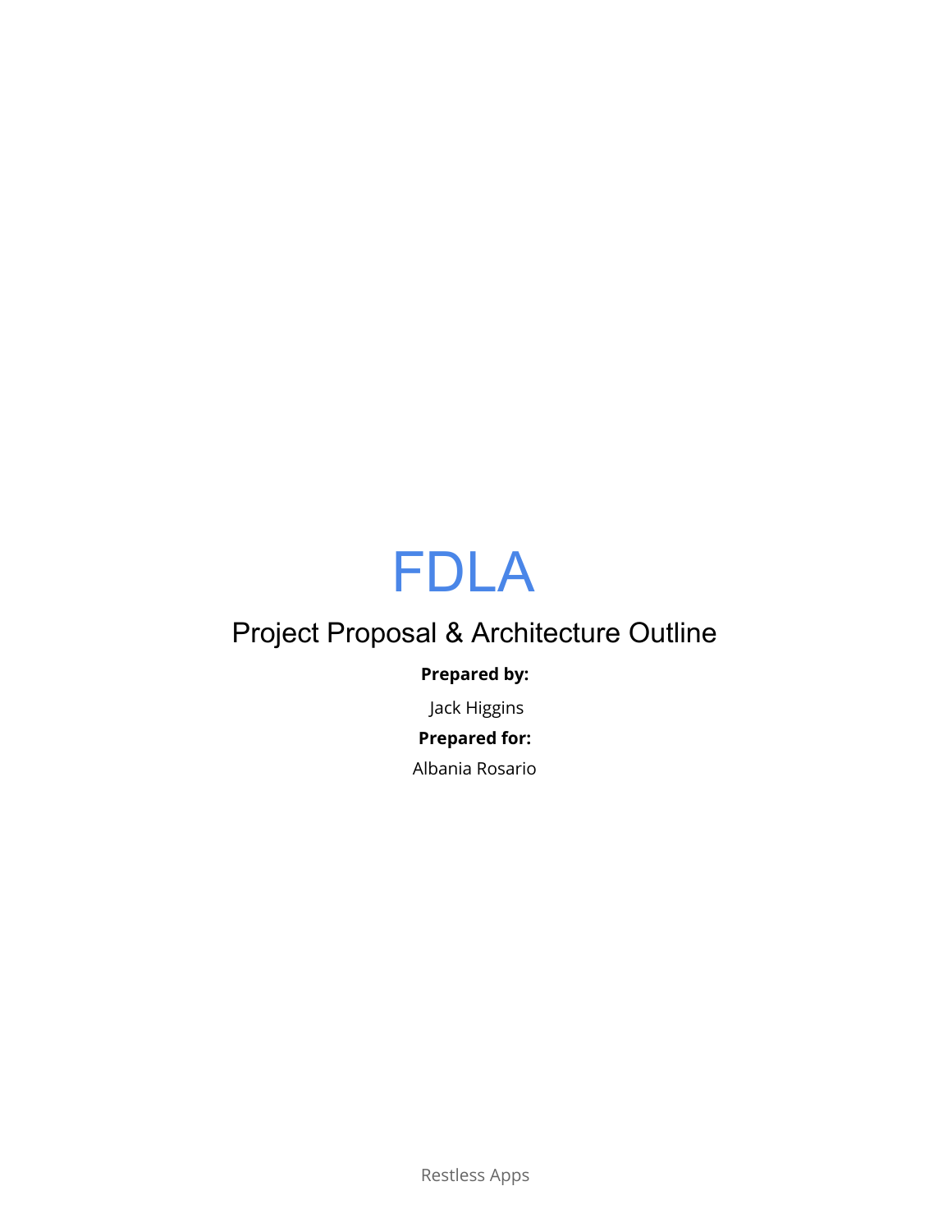# FDLA

## Project Proposal & Architecture Outline

**Prepared by:**

Jack Higgins

**Prepared for:**

Albania Rosario

Restless Apps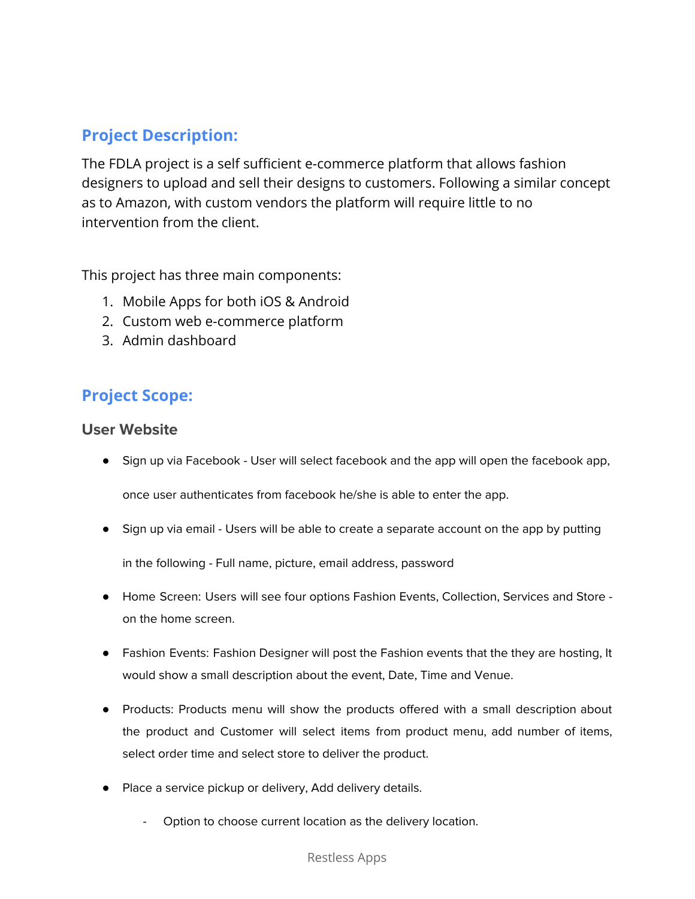## Project Description:

The FDLA project is a self sufficient e-commerce platform that allows fashion designers to upload and sell their designs to customers. Following a similar concept as to Amazon, with custom vendors the platform will require little to no intervention from the client.

This project has three main components:

1. Mobile Apps for both iOS & Android
2. Custom web e-commerce platform
3. Admin dashboard

## Project Scope:

### User Website

- Sign up via Facebook - User will select facebook and the app will open the facebook app, once user authenticates from facebook he/she is able to enter the app.
- Sign up via email - Users will be able to create a separate account on the app by putting in the following - Full name, picture, email address, password
- Home Screen: Users will see four options Fashion Events, Collection, Services and Store - on the home screen.
- Fashion Events: Fashion Designer will post the Fashion events that the they are hosting, It would show a small description about the event, Date, Time and Venue.
- Products: Products menu will show the products offered with a small description about the product and Customer will select items from product menu, add number of items, select order time and select store to deliver the product.
- Place a service pickup or delivery, Add delivery details.
  - Option to choose current location as the delivery location.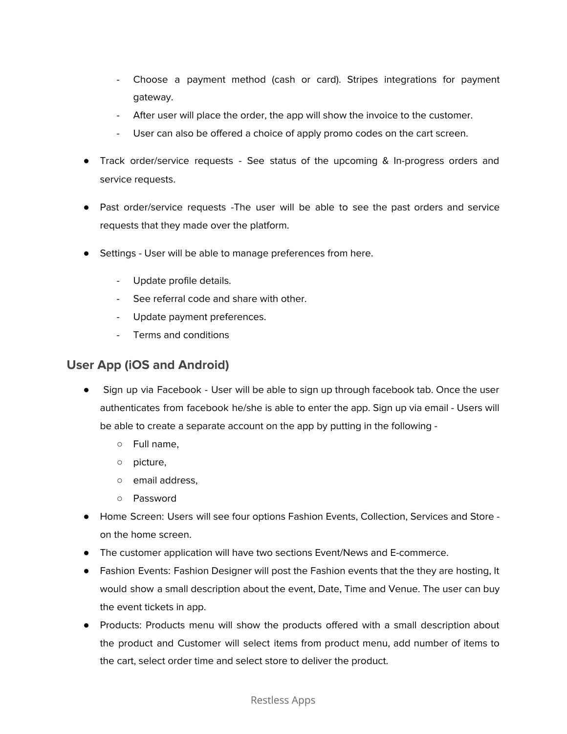- Choose a payment method (cash or card). Stripes integrations for payment gateway.
- After user will place the order, the app will show the invoice to the customer.
- User can also be offered a choice of apply promo codes on the cart screen.

- Track order/service requests - See status of the upcoming & In-progress orders and service requests.

- Past order/service requests -The user will be able to see the past orders and service requests that they made over the platform.

- Settings - User will be able to manage preferences from here.

    - Update profile details.
    - See referral code and share with other.
    - Update payment preferences.
    - Terms and conditions

## User App (iOS and Android)

- Sign up via Facebook - User will be able to sign up through facebook tab. Once the user authenticates from facebook he/she is able to enter the app. Sign up via email - Users will be able to create a separate account on the app by putting in the following -
    - Full name,
    - picture,
    - email address,
    - Password
- Home Screen: Users will see four options Fashion Events, Collection, Services and Store - on the home screen.
- The customer application will have two sections Event/News and E-commerce.
- Fashion Events: Fashion Designer will post the Fashion events that the they are hosting, It would show a small description about the event, Date, Time and Venue. The user can buy the event tickets in app.
- Products: Products menu will show the products offered with a small description about the product and Customer will select items from product menu, add number of items to the cart, select order time and select store to deliver the product.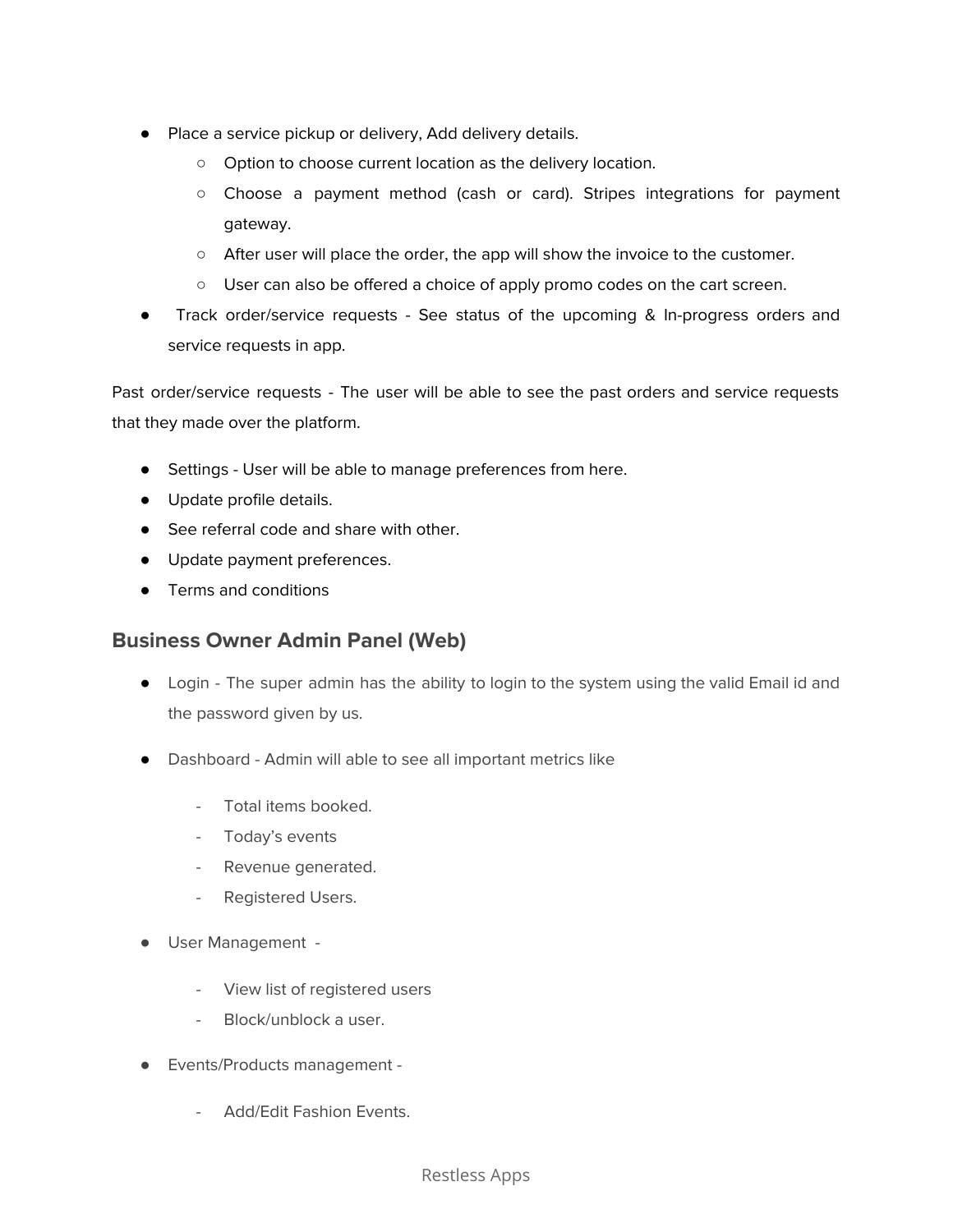- Place a service pickup or delivery, Add delivery details.
    - Option to choose current location as the delivery location.
    - Choose a payment method (cash or card). Stripes integrations for payment gateway.
    - After user will place the order, the app will show the invoice to the customer.
    - User can also be offered a choice of apply promo codes on the cart screen.
- Track order/service requests - See status of the upcoming & In-progress orders and service requests in app.

Past order/service requests - The user will be able to see the past orders and service requests that they made over the platform.

- Settings - User will be able to manage preferences from here.
- Update profile details.
- See referral code and share with other.
- Update payment preferences.
- Terms and conditions

## Business Owner Admin Panel (Web)

- Login - The super admin has the ability to login to the system using the valid Email id and the password given by us.

- Dashboard - Admin will able to see all important metrics like

    - Total items booked.
    - Today's events
    - Revenue generated.
    - Registered Users.

- User Management -

    - View list of registered users
    - Block/unblock a user.

- Events/Products management -

    - Add/Edit Fashion Events.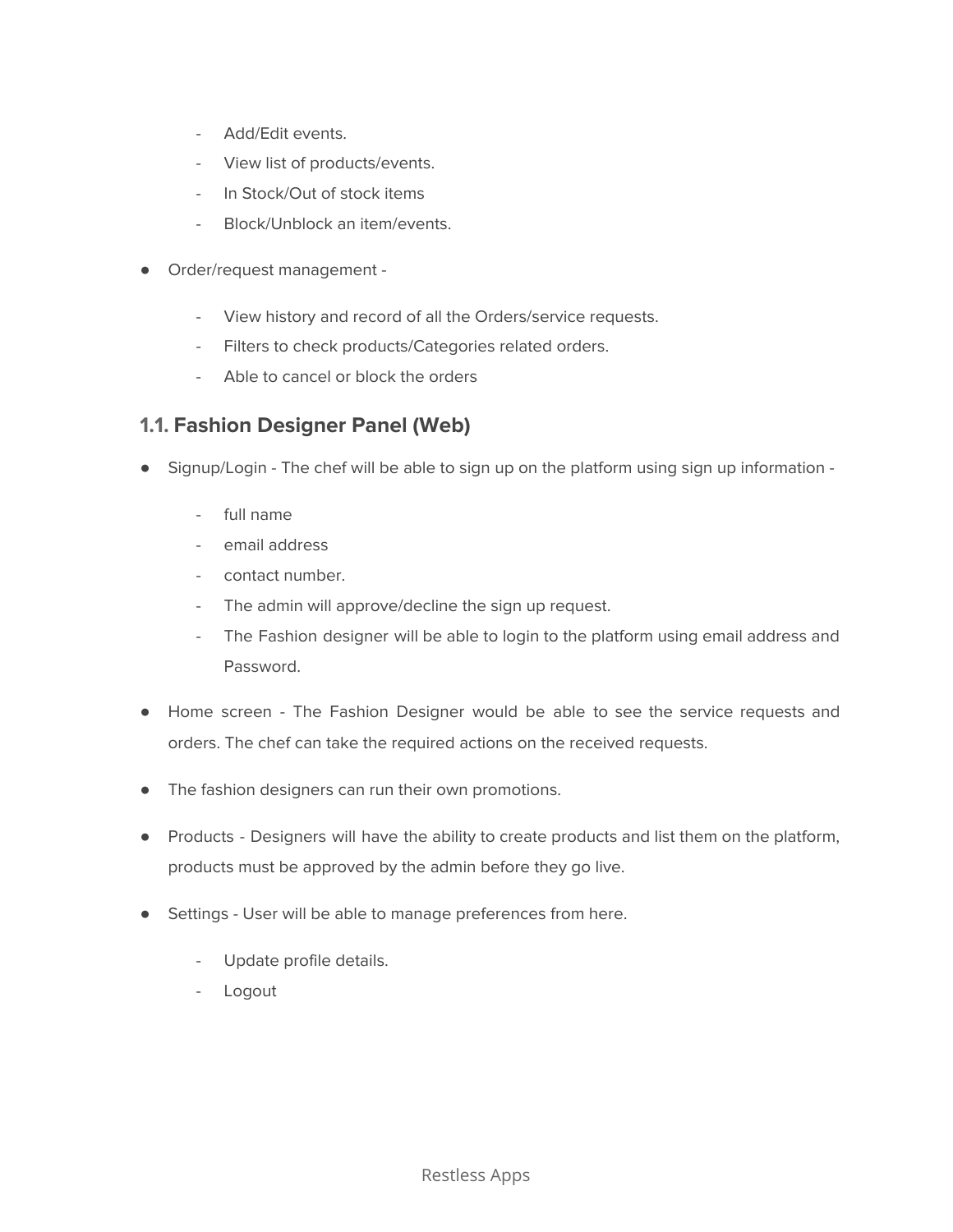- Add/Edit events.
- View list of products/events.
- In Stock/Out of stock items
- Block/Unblock an item/events.

- Order/request management -
    - View history and record of all the Orders/service requests.
    - Filters to check products/Categories related orders.
    - Able to cancel or block the orders

### 1.1. Fashion Designer Panel (Web)

- Signup/Login - The chef will be able to sign up on the platform using sign up information -
    - full name
    - email address
    - contact number.
    - The admin will approve/decline the sign up request.
    - The Fashion designer will be able to login to the platform using email address and Password.

- Home screen - The Fashion Designer would be able to see the service requests and orders. The chef can take the required actions on the received requests.

- The fashion designers can run their own promotions.

- Products - Designers will have the ability to create products and list them on the platform, products must be approved by the admin before they go live.

- Settings - User will be able to manage preferences from here.
    - Update profile details.
    - Logout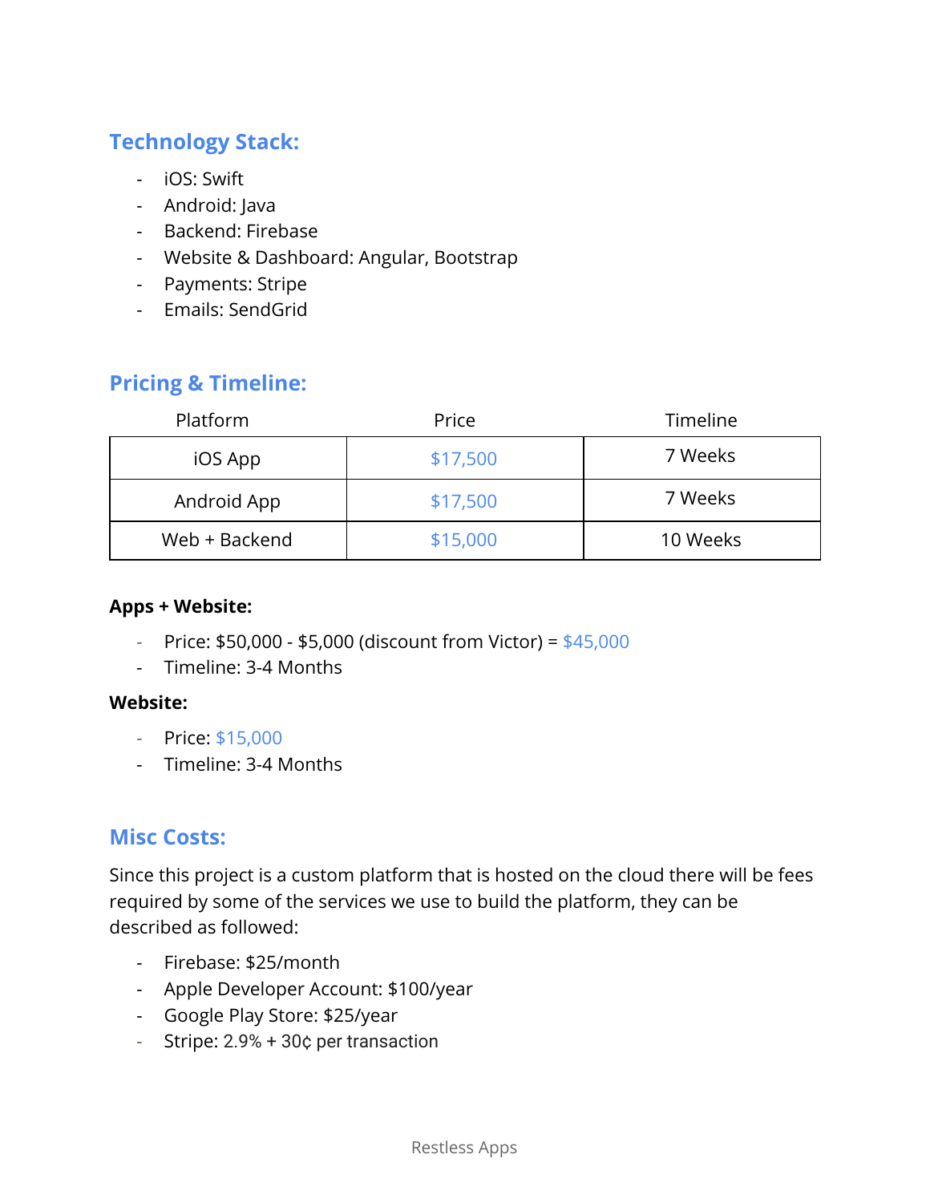## Technology Stack:

- iOS: Swift
- Android: Java
- Backend: Firebase
- Website & Dashboard: Angular, Bootstrap
- Payments: Stripe
- Emails: SendGrid

## Pricing & Timeline:

| Platform | Price | Timeline |
|---|---|---|
| iOS App | $17,500 | 7 Weeks |
| Android App | $17,500 | 7 Weeks |
| Web + Backend | $15,000 | 10 Weeks |

**Apps + Website:**

- Price: $50,000 - $5,000 (discount from Victor) = $45,000
- Timeline: 3-4 Months

**Website:**

- Price: $15,000
- Timeline: 3-4 Months

## Misc Costs:

Since this project is a custom platform that is hosted on the cloud there will be fees required by some of the services we use to build the platform, they can be described as followed:

- Firebase: $25/month
- Apple Developer Account: $100/year
- Google Play Store: $25/year
- Stripe: 2.9% + 30¢ per transaction